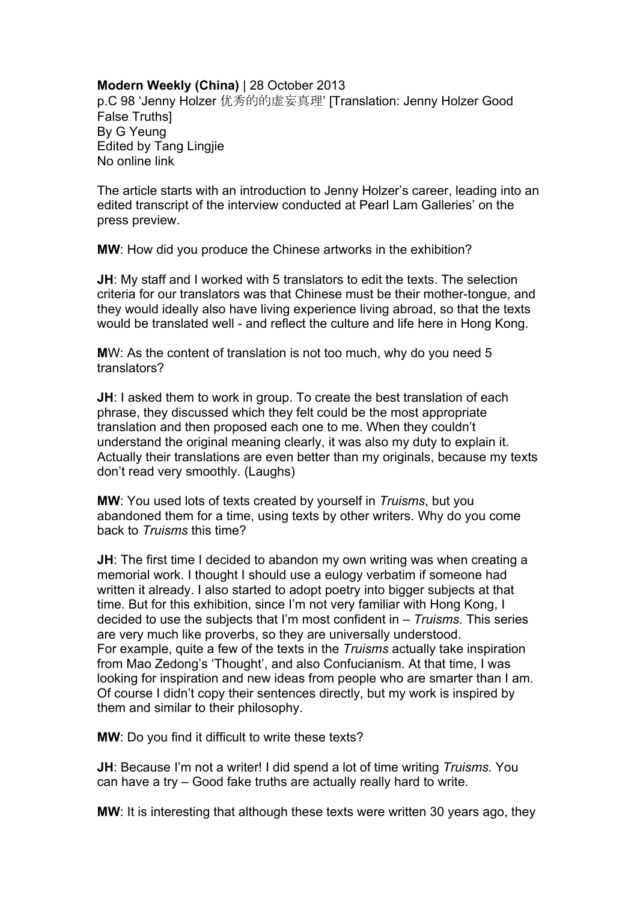**Modern Weekly (China)** | 28 October 2013
p.C 98 'Jenny Holzer 优秀的的虚妄真理' [Translation: Jenny Holzer Good False Truths]
By G Yeung
Edited by Tang Lingjie
No online link

The article starts with an introduction to Jenny Holzer's career, leading into an edited transcript of the interview conducted at Pearl Lam Galleries' on the press preview.

**MW**: How did you produce the Chinese artworks in the exhibition?

**JH**: My staff and I worked with 5 translators to edit the texts. The selection criteria for our translators was that Chinese must be their mother-tongue, and they would ideally also have living experience living abroad, so that the texts would be translated well - and reflect the culture and life here in Hong Kong.

**M**W: As the content of translation is not too much, why do you need 5 translators?

**JH**: I asked them to work in group. To create the best translation of each phrase, they discussed which they felt could be the most appropriate translation and then proposed each one to me. When they couldn't understand the original meaning clearly, it was also my duty to explain it. Actually their translations are even better than my originals, because my texts don't read very smoothly. (Laughs)

**MW**: You used lots of texts created by yourself in *Truisms*, but you abandoned them for a time, using texts by other writers. Why do you come back to *Truisms* this time?

**JH**: The first time I decided to abandon my own writing was when creating a memorial work. I thought I should use a eulogy verbatim if someone had written it already. I also started to adopt poetry into bigger subjects at that time. But for this exhibition, since I'm not very familiar with Hong Kong, I decided to use the subjects that I'm most confident in – *Truisms.* This series are very much like proverbs, so they are universally understood.
For example, quite a few of the texts in the *Truisms* actually take inspiration from Mao Zedong's 'Thought', and also Confucianism. At that time, I was looking for inspiration and new ideas from people who are smarter than I am. Of course I didn't copy their sentences directly, but my work is inspired by them and similar to their philosophy.

**MW**: Do you find it difficult to write these texts?

**JH**: Because I'm not a writer! I did spend a lot of time writing *Truisms.* You can have a try – Good fake truths are actually really hard to write.

**MW**: It is interesting that although these texts were written 30 years ago, they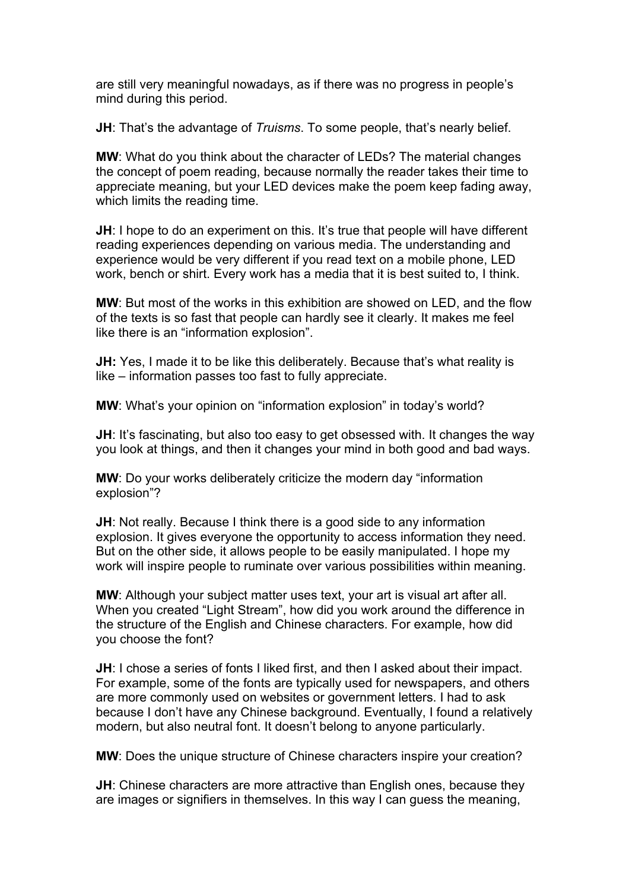are still very meaningful nowadays, as if there was no progress in people's mind during this period.

**JH**: That's the advantage of *Truisms*. To some people, that's nearly belief.

**MW**: What do you think about the character of LEDs? The material changes the concept of poem reading, because normally the reader takes their time to appreciate meaning, but your LED devices make the poem keep fading away, which limits the reading time.

**JH**: I hope to do an experiment on this. It's true that people will have different reading experiences depending on various media. The understanding and experience would be very different if you read text on a mobile phone, LED work, bench or shirt. Every work has a media that it is best suited to, I think.

**MW**: But most of the works in this exhibition are showed on LED, and the flow of the texts is so fast that people can hardly see it clearly. It makes me feel like there is an "information explosion".

**JH:** Yes, I made it to be like this deliberately. Because that's what reality is like – information passes too fast to fully appreciate.

**MW**: What's your opinion on "information explosion" in today's world?

**JH**: It's fascinating, but also too easy to get obsessed with. It changes the way you look at things, and then it changes your mind in both good and bad ways.

**MW**: Do your works deliberately criticize the modern day "information explosion"?

**JH**: Not really. Because I think there is a good side to any information explosion. It gives everyone the opportunity to access information they need. But on the other side, it allows people to be easily manipulated. I hope my work will inspire people to ruminate over various possibilities within meaning.

**MW**: Although your subject matter uses text, your art is visual art after all. When you created "Light Stream", how did you work around the difference in the structure of the English and Chinese characters. For example, how did you choose the font?

**JH**: I chose a series of fonts I liked first, and then I asked about their impact. For example, some of the fonts are typically used for newspapers, and others are more commonly used on websites or government letters. I had to ask because I don't have any Chinese background. Eventually, I found a relatively modern, but also neutral font. It doesn't belong to anyone particularly.

**MW**: Does the unique structure of Chinese characters inspire your creation?

**JH**: Chinese characters are more attractive than English ones, because they are images or signifiers in themselves. In this way I can guess the meaning,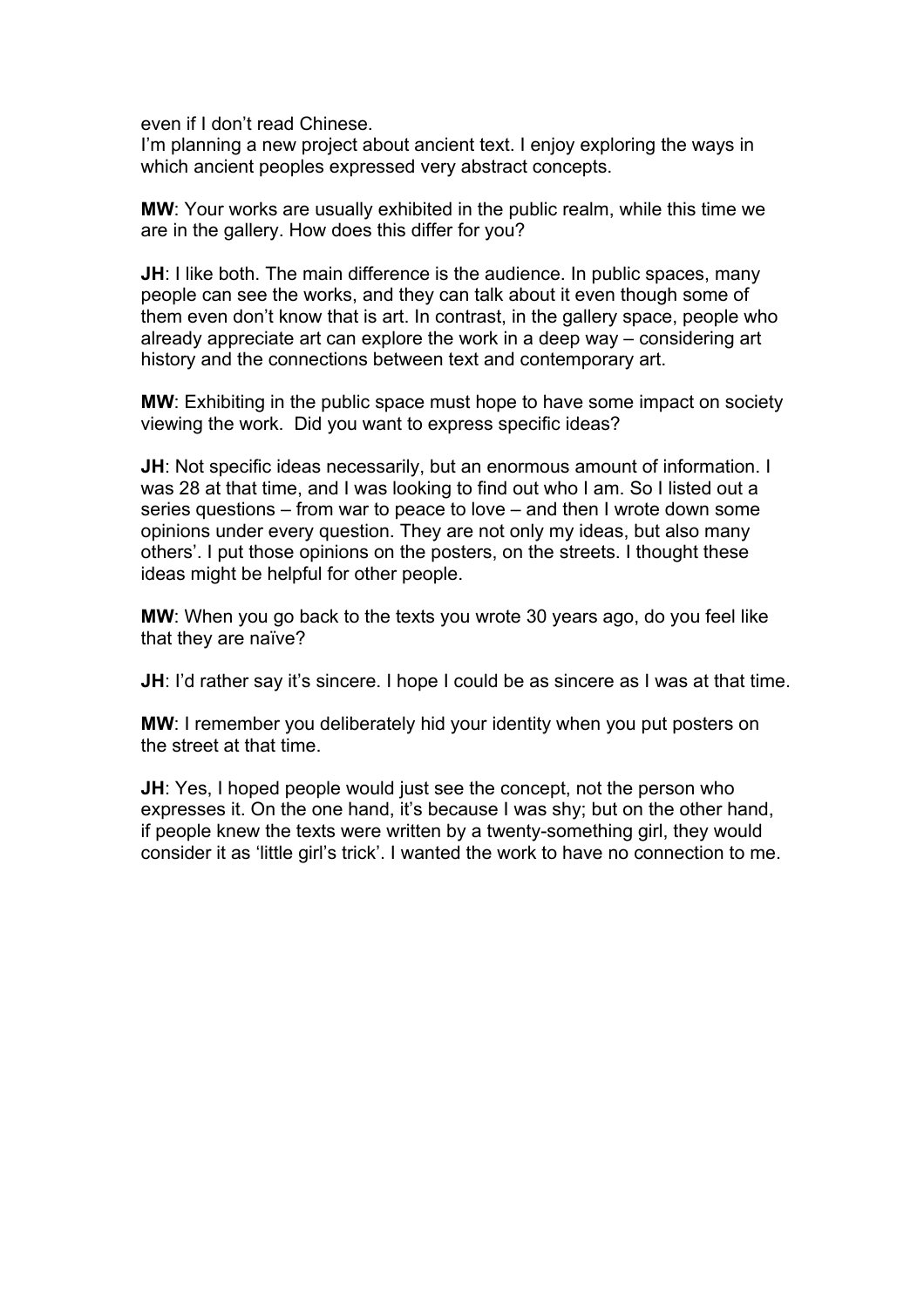even if I don't read Chinese.
I'm planning a new project about ancient text. I enjoy exploring the ways in which ancient peoples expressed very abstract concepts.

**MW**: Your works are usually exhibited in the public realm, while this time we are in the gallery. How does this differ for you?

**JH**: I like both. The main difference is the audience. In public spaces, many people can see the works, and they can talk about it even though some of them even don't know that is art. In contrast, in the gallery space, people who already appreciate art can explore the work in a deep way – considering art history and the connections between text and contemporary art.

**MW**: Exhibiting in the public space must hope to have some impact on society viewing the work. Did you want to express specific ideas?

**JH**: Not specific ideas necessarily, but an enormous amount of information. I was 28 at that time, and I was looking to find out who I am. So I listed out a series questions – from war to peace to love – and then I wrote down some opinions under every question. They are not only my ideas, but also many others'. I put those opinions on the posters, on the streets. I thought these ideas might be helpful for other people.

**MW**: When you go back to the texts you wrote 30 years ago, do you feel like that they are naïve?

**JH**: I'd rather say it's sincere. I hope I could be as sincere as I was at that time.

**MW**: I remember you deliberately hid your identity when you put posters on the street at that time.

**JH**: Yes, I hoped people would just see the concept, not the person who expresses it. On the one hand, it's because I was shy; but on the other hand, if people knew the texts were written by a twenty-something girl, they would consider it as 'little girl's trick'. I wanted the work to have no connection to me.